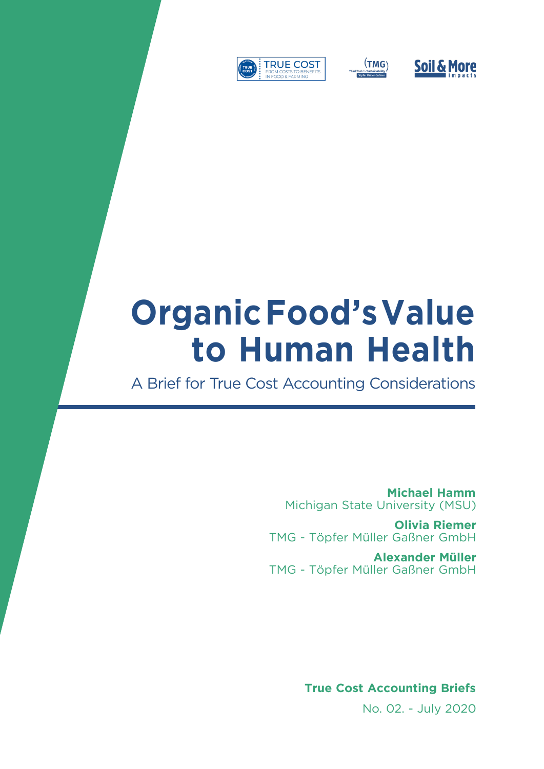TRUE COST FROM COSTS TO BENEFITS IN FOOD & FARMING

(TMG) ThinkTank for Sustainability Töpfer Müller Gaßner

Soil & More impacts

# Organic Food's Value to Human Health

## A Brief for True Cost Accounting Considerations

**Michael Hamm**
Michigan State University (MSU)

**Olivia Riemer**
TMG - Töpfer Müller Gaßner GmbH

**Alexander Müller**
TMG - Töpfer Müller Gaßner GmbH

**True Cost Accounting Briefs**

No. 02. - July 2020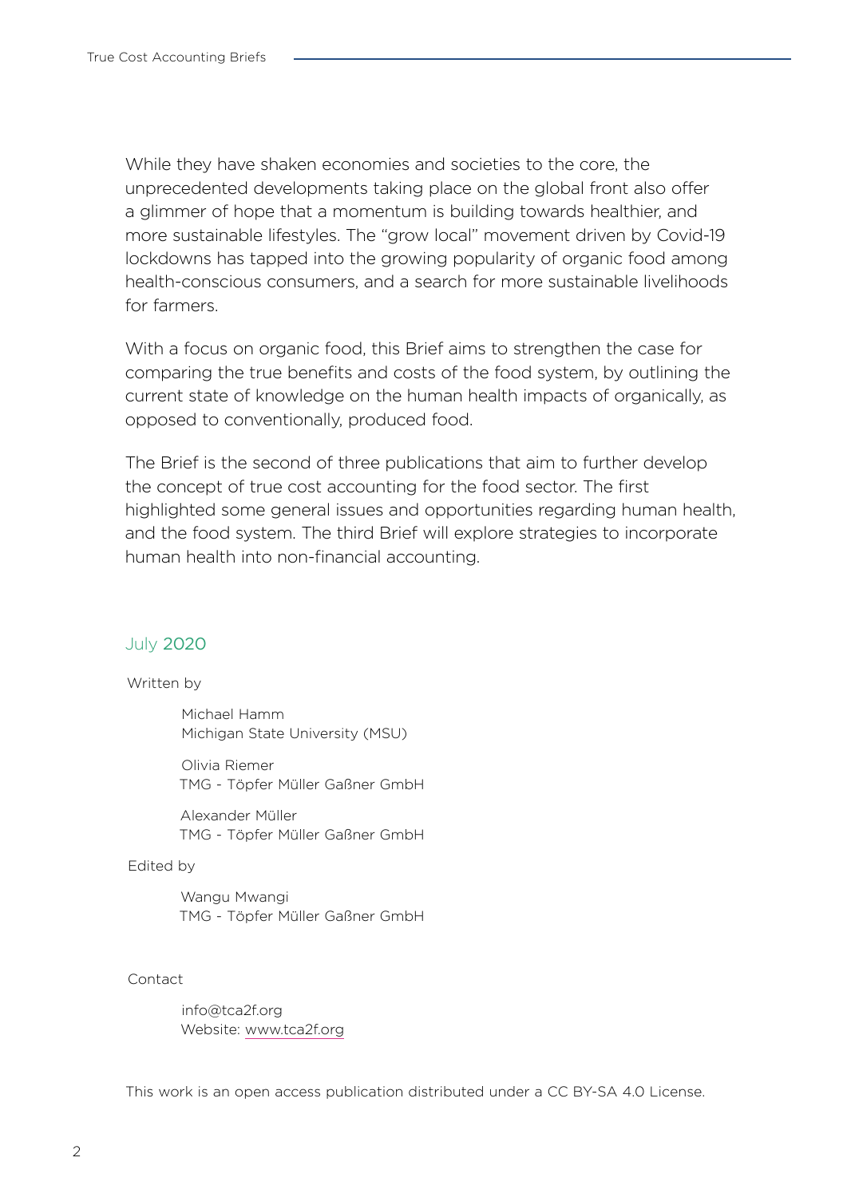While they have shaken economies and societies to the core, the unprecedented developments taking place on the global front also offer a glimmer of hope that a momentum is building towards healthier, and more sustainable lifestyles. The "grow local" movement driven by Covid-19 lockdowns has tapped into the growing popularity of organic food among health-conscious consumers, and a search for more sustainable livelihoods for farmers.

With a focus on organic food, this Brief aims to strengthen the case for comparing the true benefits and costs of the food system, by outlining the current state of knowledge on the human health impacts of organically, as opposed to conventionally, produced food.

The Brief is the second of three publications that aim to further develop the concept of true cost accounting for the food sector. The first highlighted some general issues and opportunities regarding human health, and the food system. The third Brief will explore strategies to incorporate human health into non-financial accounting.

July 2020

Written by

Michael Hamm
Michigan State University (MSU)

Olivia Riemer
TMG - Töpfer Müller Gaßner GmbH

Alexander Müller
TMG - Töpfer Müller Gaßner GmbH

Edited by

Wangu Mwangi
TMG - Töpfer Müller Gaßner GmbH

Contact

info@tca2f.org
Website: www.tca2f.org

This work is an open access publication distributed under a CC BY-SA 4.0 License.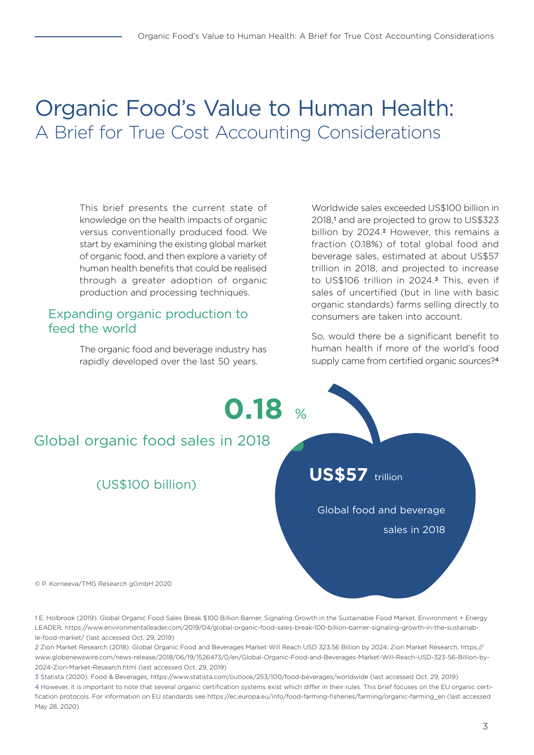# Organic Food's Value to Human Health:
## A Brief for True Cost Accounting Considerations

This brief presents the current state of knowledge on the health impacts of organic versus conventionally produced food. We start by examining the existing global market of organic food, and then explore a variety of human health benefits that could be realised through a greater adoption of organic production and processing techniques.

### Expanding organic production to feed the world

The organic food and beverage industry has rapidly developed over the last 50 years. Worldwide sales exceeded US$100 billion in 2018,[1] and are projected to grow to US$323 billion by 2024.[2] However, this remains a fraction (0.18%) of total global food and beverage sales, estimated at about US$57 trillion in 2018, and projected to increase to US$106 trillion in 2024.[3] This, even if sales of uncertified (but in line with basic organic standards) farms selling directly to consumers are taken into account.

So, would there be a significant benefit to human health if more of the world's food supply came from certified organic sources?[4]

**0.18** %

Global organic food sales in 2018

(US$100 billion)

**US$57** trillion

Global food and beverage sales in 2018

© P. Korneeva/TMG Research gGmbH 2020

---

1 E. Holbrook (2019). Global Organic Food Sales Break $100 Billion Barrier, Signaling Growth in the Sustainable Food Market. Environment + Energy LEADER, https://www.environmentalleader.com/2019/04/global-organic-food-sales-break-100-billion-barrier-signaling-growth-in-the-sustainable-food-market/ (last accessed Oct. 29, 2019)

2 Zion Market Research (2018). Global Organic Food and Beverages Market Will Reach USD 323.56 Billion by 2024: Zion Market Research, https://www.globenewswire.com/news-release/2018/06/19/1526473/0/en/Global-Organic-Food-and-Beverages-Market-Will-Reach-USD-323-56-Billion-by-2024-Zion-Market-Research.html (last accessed Oct. 29, 2019)

3 Statista (2020). Food & Beverages, https://www.statista.com/outlook/253/100/food-beverages/worldwide (last accessed Oct. 29, 2019)

4 However, it is important to note that several organic certification systems exist which differ in their rules. This brief focuses on the EU organic certification protocols. For information on EU standards see https://ec.europa.eu/info/food-farming-fisheries/farming/organic-farming_en (last accessed May 28, 2020)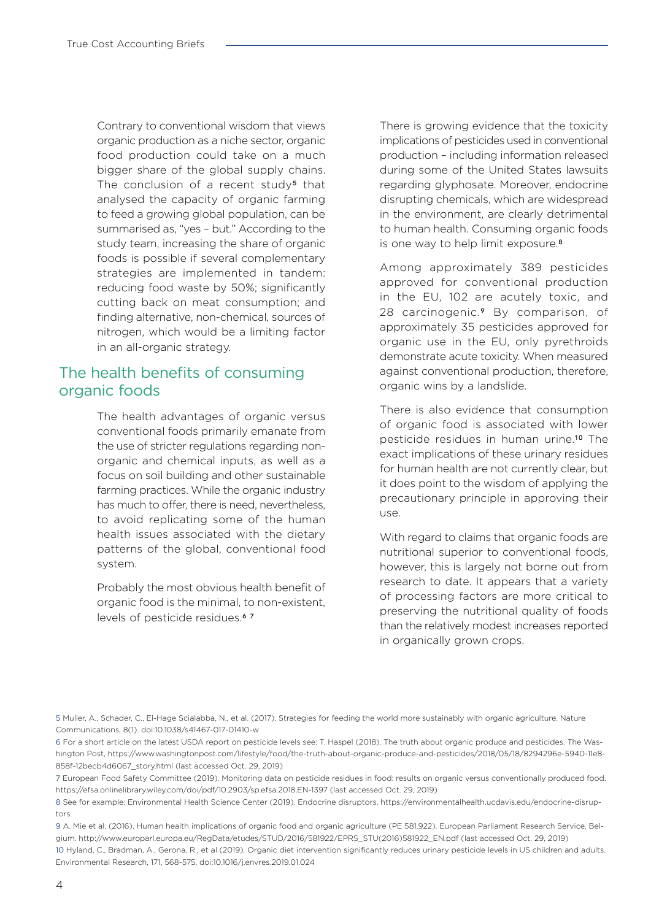Contrary to conventional wisdom that views organic production as a niche sector, organic food production could take on a much bigger share of the global supply chains. The conclusion of a recent study[5] that analysed the capacity of organic farming to feed a growing global population, can be summarised as, "yes – but." According to the study team, increasing the share of organic foods is possible if several complementary strategies are implemented in tandem: reducing food waste by 50%; significantly cutting back on meat consumption; and finding alternative, non-chemical, sources of nitrogen, which would be a limiting factor in an all-organic strategy.

## The health benefits of consuming organic foods

The health advantages of organic versus conventional foods primarily emanate from the use of stricter regulations regarding non-organic and chemical inputs, as well as a focus on soil building and other sustainable farming practices. While the organic industry has much to offer, there is need, nevertheless, to avoid replicating some of the human health issues associated with the dietary patterns of the global, conventional food system.

Probably the most obvious health benefit of organic food is the minimal, to non-existent, levels of pesticide residues.[6] [7]

There is growing evidence that the toxicity implications of pesticides used in conventional production – including information released during some of the United States lawsuits regarding glyphosate. Moreover, endocrine disrupting chemicals, which are widespread in the environment, are clearly detrimental to human health. Consuming organic foods is one way to help limit exposure.[8]

Among approximately 389 pesticides approved for conventional production in the EU, 102 are acutely toxic, and 28 carcinogenic.[9] By comparison, of approximately 35 pesticides approved for organic use in the EU, only pyrethroids demonstrate acute toxicity. When measured against conventional production, therefore, organic wins by a landslide.

There is also evidence that consumption of organic food is associated with lower pesticide residues in human urine.[10] The exact implications of these urinary residues for human health are not currently clear, but it does point to the wisdom of applying the precautionary principle in approving their use.

With regard to claims that organic foods are nutritional superior to conventional foods, however, this is largely not borne out from research to date. It appears that a variety of processing factors are more critical to preserving the nutritional quality of foods than the relatively modest increases reported in organically grown crops.

---

5 Muller, A., Schader, C., El-Hage Scialabba, N., et al. (2017). Strategies for feeding the world more sustainably with organic agriculture. Nature Communications, 8(1). doi:10.1038/s41467-017-01410-w

6 For a short article on the latest USDA report on pesticide levels see: T. Haspel (2018). The truth about organic produce and pesticides. The Washington Post, https://www.washingtonpost.com/lifestyle/food/the-truth-about-organic-produce-and-pesticides/2018/05/18/8294296e-5940-11e8-858f-12becb4d6067_story.html (last accessed Oct. 29, 2019)

7 European Food Safety Committee (2019). Monitoring data on pesticide residues in food: results on organic versus conventionally produced food, https://efsa.onlinelibrary.wiley.com/doi/pdf/10.2903/sp.efsa.2018.EN-1397 (last accessed Oct. 29, 2019)

8 See for example: Environmental Health Science Center (2019). Endocrine disruptors, https://environmentalhealth.ucdavis.edu/endocrine-disruptors

9 A. Mie et al. (2016). Human health implications of organic food and organic agriculture (PE 581.922). European Parliament Research Service, Belgium. http://www.europarl.europa.eu/RegData/etudes/STUD/2016/581922/EPRS_STU(2016)581922_EN.pdf (last accessed Oct. 29, 2019)

10 Hyland, C., Bradman, A., Gerona, R., et al (2019). Organic diet intervention significantly reduces urinary pesticide levels in US children and adults. Environmental Research, 171, 568-575. doi:10.1016/j.envres.2019.01.024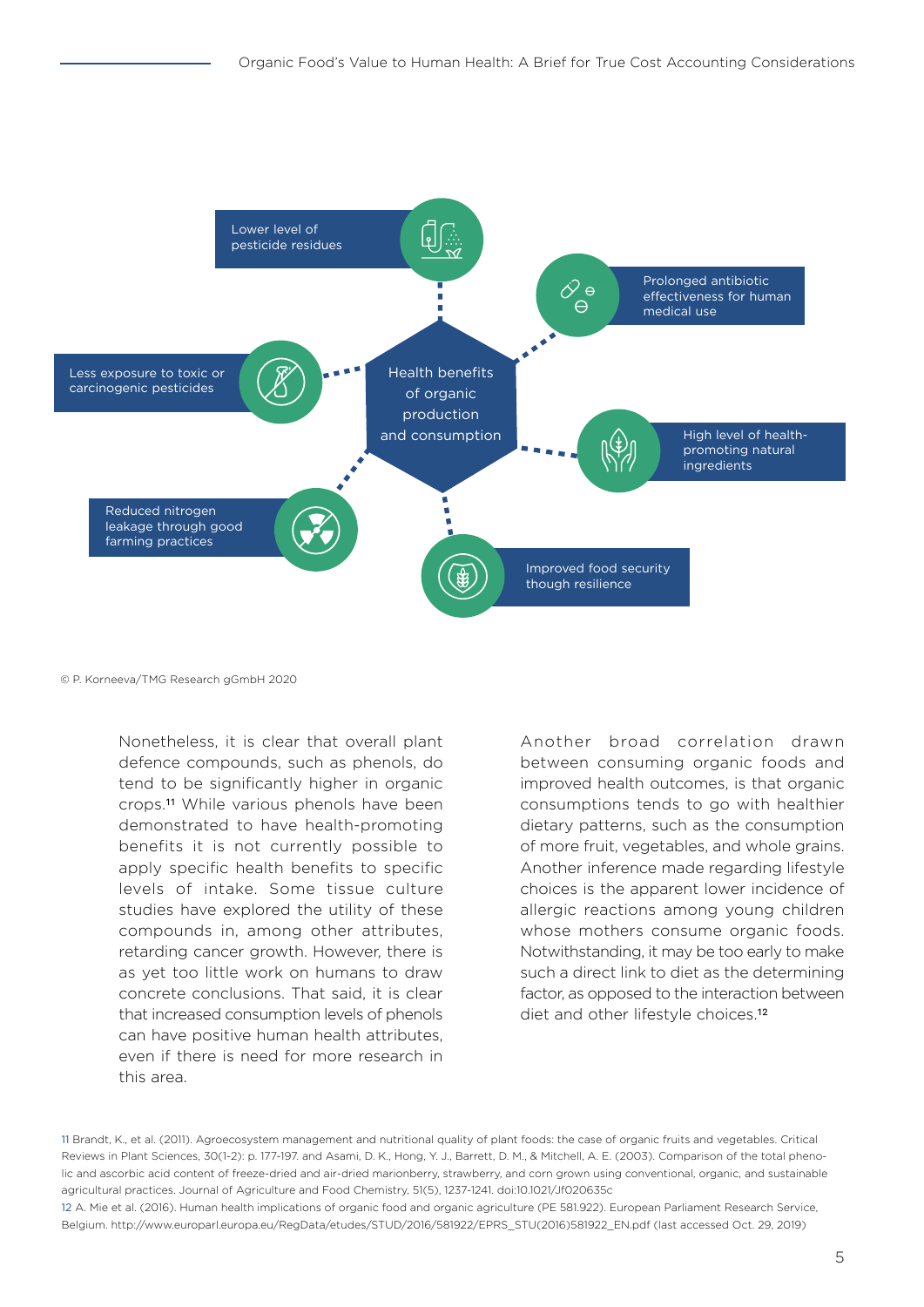Health benefits of organic production and consumption

- Lower level of pesticide residues
- Prolonged antibiotic effectiveness for human medical use
- High level of health-promoting natural ingredients
- Improved food security though resilience
- Reduced nitrogen leakage through good farming practices
- Less exposure to toxic or carcinogenic pesticides

© P. Korneeva/TMG Research gGmbH 2020

Nonetheless, it is clear that overall plant defence compounds, such as phenols, do tend to be significantly higher in organic crops.[11] While various phenols have been demonstrated to have health-promoting benefits it is not currently possible to apply specific health benefits to specific levels of intake. Some tissue culture studies have explored the utility of these compounds in, among other attributes, retarding cancer growth. However, there is as yet too little work on humans to draw concrete conclusions. That said, it is clear that increased consumption levels of phenols can have positive human health attributes, even if there is need for more research in this area.

Another broad correlation drawn between consuming organic foods and improved health outcomes, is that organic consumptions tends to go with healthier dietary patterns, such as the consumption of more fruit, vegetables, and whole grains. Another inference made regarding lifestyle choices is the apparent lower incidence of allergic reactions among young children whose mothers consume organic foods. Notwithstanding, it may be too early to make such a direct link to diet as the determining factor, as opposed to the interaction between diet and other lifestyle choices.[12]

11 Brandt, K., et al. (2011). Agroecosystem management and nutritional quality of plant foods: the case of organic fruits and vegetables. Critical Reviews in Plant Sciences, 30(1-2): p. 177-197. and Asami, D. K., Hong, Y. J., Barrett, D. M., & Mitchell, A. E. (2003). Comparison of the total phenolic and ascorbic acid content of freeze-dried and air-dried marionberry, strawberry, and corn grown using conventional, organic, and sustainable agricultural practices. Journal of Agriculture and Food Chemistry, 51(5), 1237-1241. doi:10.1021/Jf020635c

12 A. Mie et al. (2016). Human health implications of organic food and organic agriculture (PE 581.922). European Parliament Research Service, Belgium. http://www.europarl.europa.eu/RegData/etudes/STUD/2016/581922/EPRS_STU(2016)581922_EN.pdf (last accessed Oct. 29, 2019)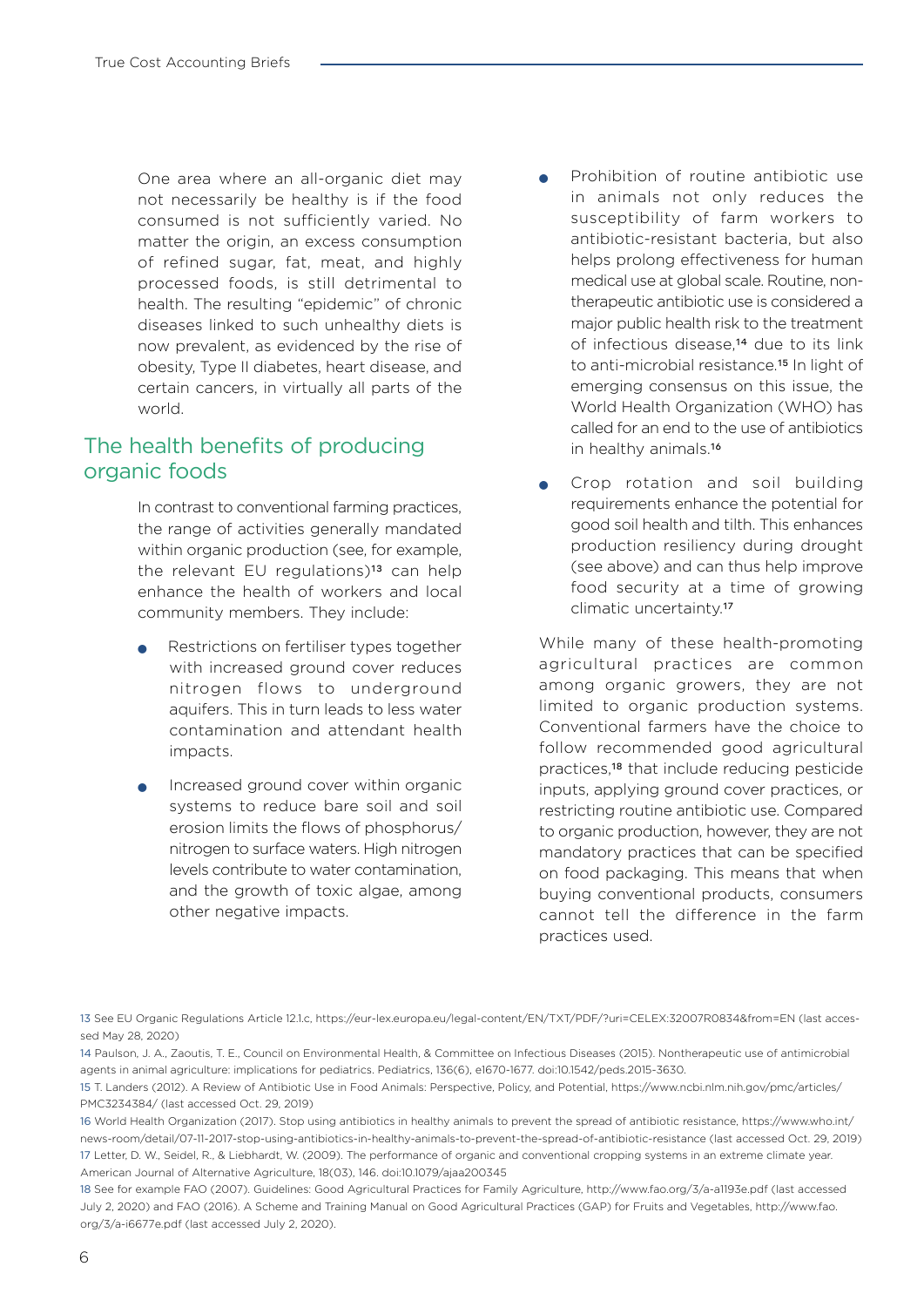One area where an all-organic diet may not necessarily be healthy is if the food consumed is not sufficiently varied. No matter the origin, an excess consumption of refined sugar, fat, meat, and highly processed foods, is still detrimental to health. The resulting "epidemic" of chronic diseases linked to such unhealthy diets is now prevalent, as evidenced by the rise of obesity, Type II diabetes, heart disease, and certain cancers, in virtually all parts of the world.

## The health benefits of producing organic foods

In contrast to conventional farming practices, the range of activities generally mandated within organic production (see, for example, the relevant EU regulations)[13] can help enhance the health of workers and local community members. They include:

- Restrictions on fertiliser types together with increased ground cover reduces nitrogen flows to underground aquifers. This in turn leads to less water contamination and attendant health impacts.
- Increased ground cover within organic systems to reduce bare soil and soil erosion limits the flows of phosphorus/nitrogen to surface waters. High nitrogen levels contribute to water contamination, and the growth of toxic algae, among other negative impacts.
- Prohibition of routine antibiotic use in animals not only reduces the susceptibility of farm workers to antibiotic-resistant bacteria, but also helps prolong effectiveness for human medical use at global scale. Routine, non-therapeutic antibiotic use is considered a major public health risk to the treatment of infectious disease,[14] due to its link to anti-microbial resistance.[15] In light of emerging consensus on this issue, the World Health Organization (WHO) has called for an end to the use of antibiotics in healthy animals.[16]
- Crop rotation and soil building requirements enhance the potential for good soil health and tilth. This enhances production resiliency during drought (see above) and can thus help improve food security at a time of growing climatic uncertainty.[17]

While many of these health-promoting agricultural practices are common among organic growers, they are not limited to organic production systems. Conventional farmers have the choice to follow recommended good agricultural practices,[18] that include reducing pesticide inputs, applying ground cover practices, or restricting routine antibiotic use. Compared to organic production, however, they are not mandatory practices that can be specified on food packaging. This means that when buying conventional products, consumers cannot tell the difference in the farm practices used.

---

13 See EU Organic Regulations Article 12.1.c, https://eur-lex.europa.eu/legal-content/EN/TXT/PDF/?uri=CELEX:32007R0834&from=EN (last accessed May 28, 2020)

14 Paulson, J. A., Zaoutis, T. E., Council on Environmental Health, & Committee on Infectious Diseases (2015). Nontherapeutic use of antimicrobial agents in animal agriculture: implications for pediatrics. Pediatrics, 136(6), e1670-1677. doi:10.1542/peds.2015-3630.

15 T. Landers (2012). A Review of Antibiotic Use in Food Animals: Perspective, Policy, and Potential, https://www.ncbi.nlm.nih.gov/pmc/articles/PMC3234384/ (last accessed Oct. 29, 2019)

16 World Health Organization (2017). Stop using antibiotics in healthy animals to prevent the spread of antibiotic resistance, https://www.who.int/news-room/detail/07-11-2017-stop-using-antibiotics-in-healthy-animals-to-prevent-the-spread-of-antibiotic-resistance (last accessed Oct. 29, 2019)

17 Letter, D. W., Seidel, R., & Liebhardt, W. (2009). The performance of organic and conventional cropping systems in an extreme climate year. American Journal of Alternative Agriculture, 18(03), 146. doi:10.1079/ajaa200345

18 See for example FAO (2007). Guidelines: Good Agricultural Practices for Family Agriculture, http://www.fao.org/3/a-a1193e.pdf (last accessed July 2, 2020) and FAO (2016). A Scheme and Training Manual on Good Agricultural Practices (GAP) for Fruits and Vegetables, http://www.fao.org/3/a-i6677e.pdf (last accessed July 2, 2020).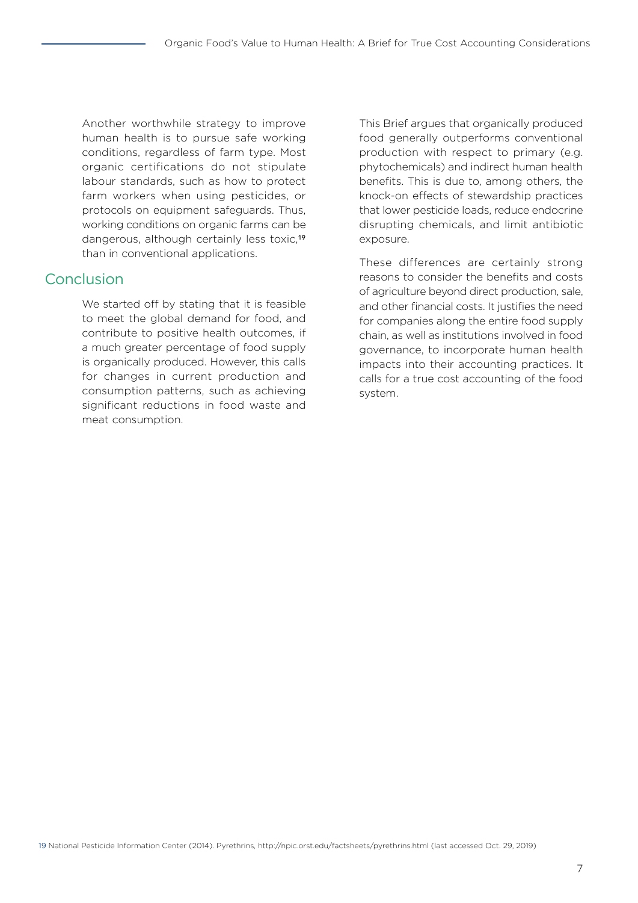Another worthwhile strategy to improve human health is to pursue safe working conditions, regardless of farm type. Most organic certifications do not stipulate labour standards, such as how to protect farm workers when using pesticides, or protocols on equipment safeguards. Thus, working conditions on organic farms can be dangerous, although certainly less toxic,[19] than in conventional applications.

## Conclusion

We started off by stating that it is feasible to meet the global demand for food, and contribute to positive health outcomes, if a much greater percentage of food supply is organically produced. However, this calls for changes in current production and consumption patterns, such as achieving significant reductions in food waste and meat consumption.

This Brief argues that organically produced food generally outperforms conventional production with respect to primary (e.g. phytochemicals) and indirect human health benefits. This is due to, among others, the knock-on effects of stewardship practices that lower pesticide loads, reduce endocrine disrupting chemicals, and limit antibiotic exposure.

These differences are certainly strong reasons to consider the benefits and costs of agriculture beyond direct production, sale, and other financial costs. It justifies the need for companies along the entire food supply chain, as well as institutions involved in food governance, to incorporate human health impacts into their accounting practices. It calls for a true cost accounting of the food system.

19 National Pesticide Information Center (2014). Pyrethrins, http://npic.orst.edu/factsheets/pyrethrins.html (last accessed Oct. 29, 2019)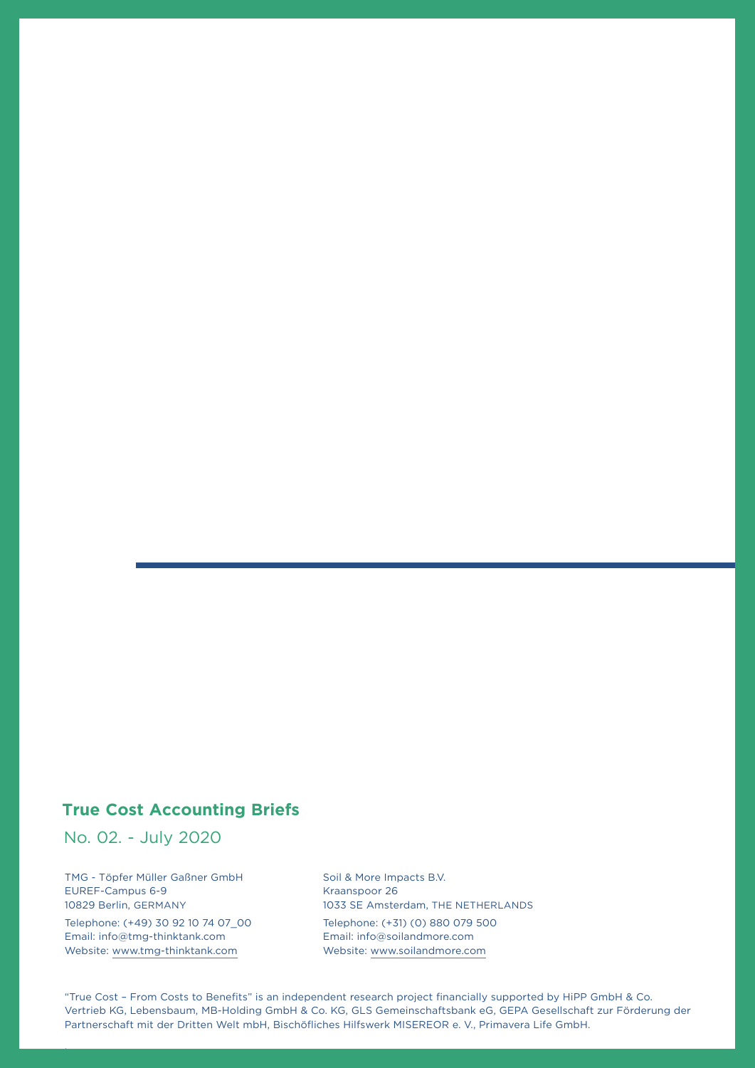**True Cost Accounting Briefs**

No. 02. - July 2020

TMG - Töpfer Müller Gaßner GmbH
EUREF-Campus 6-9
10829 Berlin, GERMANY

Telephone: (+49) 30 92 10 74 07_00
Email: info@tmg-thinktank.com
Website: www.tmg-thinktank.com

Soil & More Impacts B.V.
Kraanspoor 26
1033 SE Amsterdam, THE NETHERLANDS

Telephone: (+31) (0) 880 079 500
Email: info@soilandmore.com
Website: www.soilandmore.com

"True Cost – From Costs to Benefits" is an independent research project financially supported by HiPP GmbH & Co. Vertrieb KG, Lebensbaum, MB-Holding GmbH & Co. KG, GLS Gemeinschaftsbank eG, GEPA Gesellschaft zur Förderung der Partnerschaft mit der Dritten Welt mbH, Bischöfliches Hilfswerk MISEREOR e. V., Primavera Life GmbH.